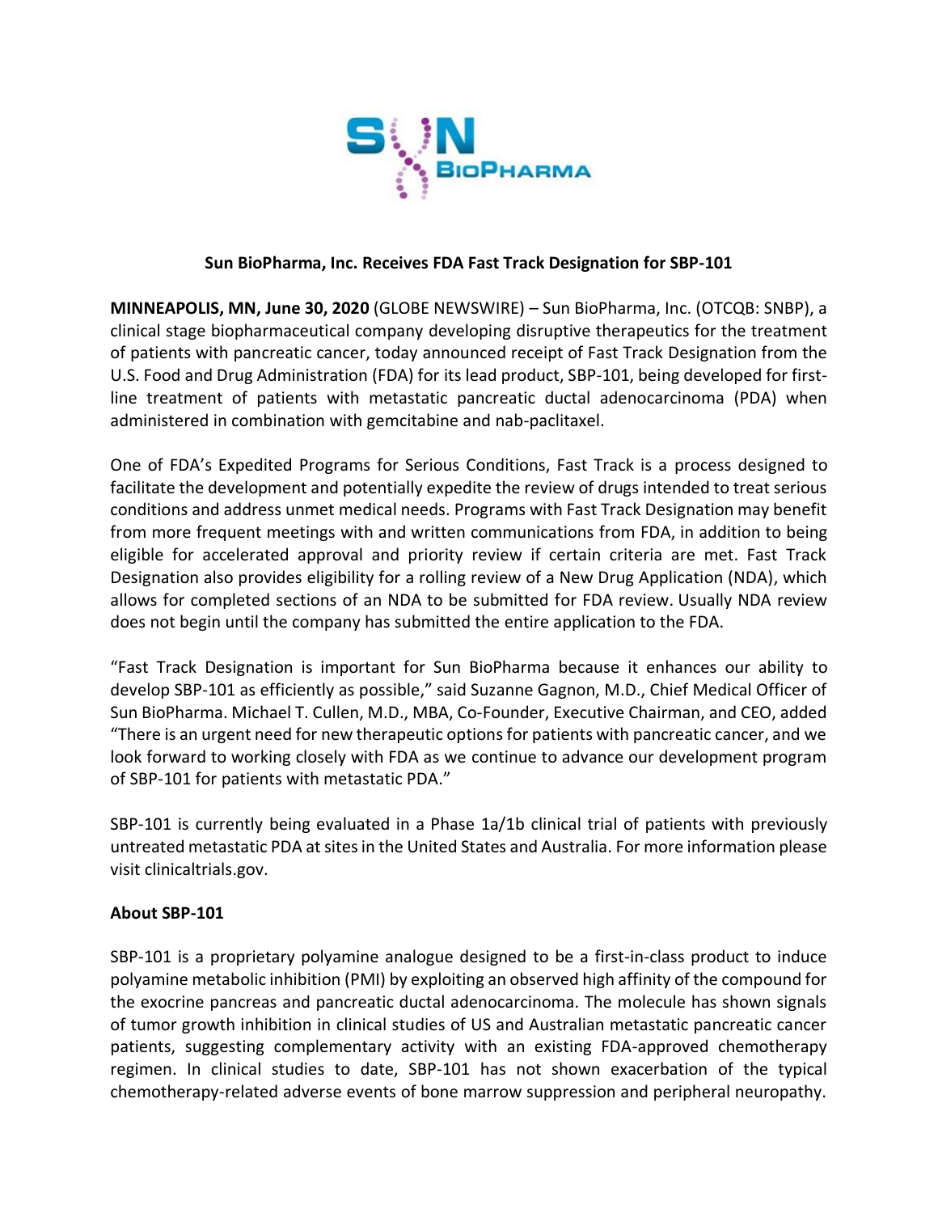# Sun BioPharma, Inc. Receives FDA Fast Track Designation for SBP-101

**MINNEAPOLIS, MN, June 30, 2020** (GLOBE NEWSWIRE) – Sun BioPharma, Inc. (OTCQB: SNBP), a clinical stage biopharmaceutical company developing disruptive therapeutics for the treatment of patients with pancreatic cancer, today announced receipt of Fast Track Designation from the U.S. Food and Drug Administration (FDA) for its lead product, SBP-101, being developed for first-line treatment of patients with metastatic pancreatic ductal adenocarcinoma (PDA) when administered in combination with gemcitabine and nab-paclitaxel.

One of FDA's Expedited Programs for Serious Conditions, Fast Track is a process designed to facilitate the development and potentially expedite the review of drugs intended to treat serious conditions and address unmet medical needs. Programs with Fast Track Designation may benefit from more frequent meetings with and written communications from FDA, in addition to being eligible for accelerated approval and priority review if certain criteria are met. Fast Track Designation also provides eligibility for a rolling review of a New Drug Application (NDA), which allows for completed sections of an NDA to be submitted for FDA review. Usually NDA review does not begin until the company has submitted the entire application to the FDA.

"Fast Track Designation is important for Sun BioPharma because it enhances our ability to develop SBP-101 as efficiently as possible," said Suzanne Gagnon, M.D., Chief Medical Officer of Sun BioPharma. Michael T. Cullen, M.D., MBA, Co-Founder, Executive Chairman, and CEO, added "There is an urgent need for new therapeutic options for patients with pancreatic cancer, and we look forward to working closely with FDA as we continue to advance our development program of SBP-101 for patients with metastatic PDA."

SBP-101 is currently being evaluated in a Phase 1a/1b clinical trial of patients with previously untreated metastatic PDA at sites in the United States and Australia. For more information please visit clinicaltrials.gov.

## About SBP-101

SBP-101 is a proprietary polyamine analogue designed to be a first-in-class product to induce polyamine metabolic inhibition (PMI) by exploiting an observed high affinity of the compound for the exocrine pancreas and pancreatic ductal adenocarcinoma. The molecule has shown signals of tumor growth inhibition in clinical studies of US and Australian metastatic pancreatic cancer patients, suggesting complementary activity with an existing FDA-approved chemotherapy regimen. In clinical studies to date, SBP-101 has not shown exacerbation of the typical chemotherapy-related adverse events of bone marrow suppression and peripheral neuropathy.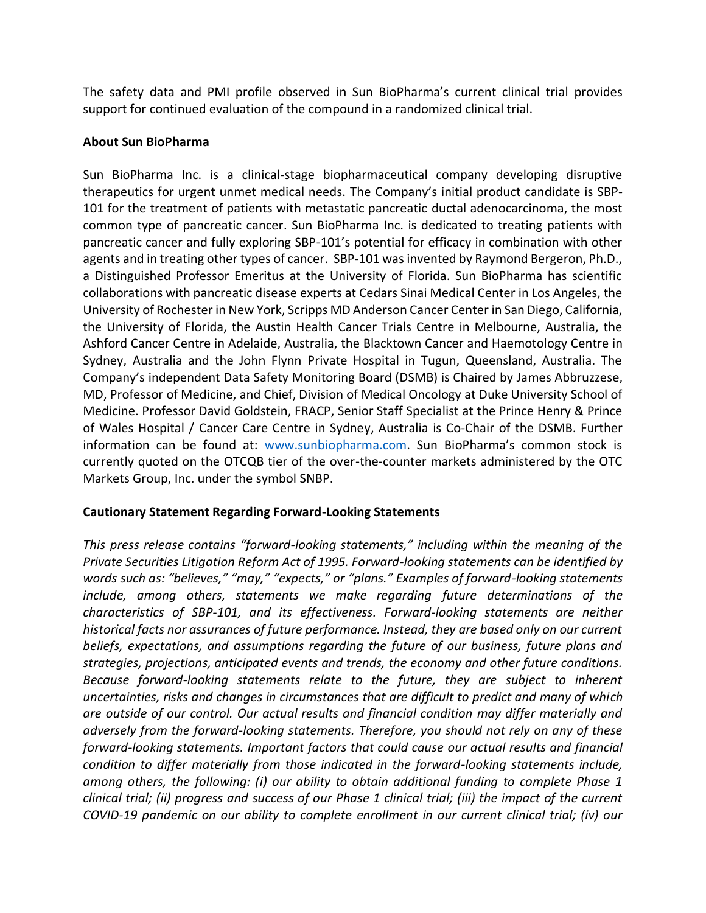The safety data and PMI profile observed in Sun BioPharma's current clinical trial provides support for continued evaluation of the compound in a randomized clinical trial.

**About Sun BioPharma**

Sun BioPharma Inc. is a clinical-stage biopharmaceutical company developing disruptive therapeutics for urgent unmet medical needs. The Company's initial product candidate is SBP-101 for the treatment of patients with metastatic pancreatic ductal adenocarcinoma, the most common type of pancreatic cancer. Sun BioPharma Inc. is dedicated to treating patients with pancreatic cancer and fully exploring SBP-101's potential for efficacy in combination with other agents and in treating other types of cancer. SBP-101 was invented by Raymond Bergeron, Ph.D., a Distinguished Professor Emeritus at the University of Florida. Sun BioPharma has scientific collaborations with pancreatic disease experts at Cedars Sinai Medical Center in Los Angeles, the University of Rochester in New York, Scripps MD Anderson Cancer Center in San Diego, California, the University of Florida, the Austin Health Cancer Trials Centre in Melbourne, Australia, the Ashford Cancer Centre in Adelaide, Australia, the Blacktown Cancer and Haemotology Centre in Sydney, Australia and the John Flynn Private Hospital in Tugun, Queensland, Australia. The Company's independent Data Safety Monitoring Board (DSMB) is Chaired by James Abbruzzese, MD, Professor of Medicine, and Chief, Division of Medical Oncology at Duke University School of Medicine. Professor David Goldstein, FRACP, Senior Staff Specialist at the Prince Henry & Prince of Wales Hospital / Cancer Care Centre in Sydney, Australia is Co-Chair of the DSMB. Further information can be found at: www.sunbiopharma.com. Sun BioPharma's common stock is currently quoted on the OTCQB tier of the over-the-counter markets administered by the OTC Markets Group, Inc. under the symbol SNBP.

**Cautionary Statement Regarding Forward-Looking Statements**

*This press release contains "forward-looking statements," including within the meaning of the Private Securities Litigation Reform Act of 1995. Forward-looking statements can be identified by words such as: "believes," "may," "expects," or "plans." Examples of forward-looking statements include, among others, statements we make regarding future determinations of the characteristics of SBP-101, and its effectiveness. Forward-looking statements are neither historical facts nor assurances of future performance. Instead, they are based only on our current beliefs, expectations, and assumptions regarding the future of our business, future plans and strategies, projections, anticipated events and trends, the economy and other future conditions. Because forward-looking statements relate to the future, they are subject to inherent uncertainties, risks and changes in circumstances that are difficult to predict and many of which are outside of our control. Our actual results and financial condition may differ materially and adversely from the forward-looking statements. Therefore, you should not rely on any of these forward-looking statements. Important factors that could cause our actual results and financial condition to differ materially from those indicated in the forward-looking statements include, among others, the following: (i) our ability to obtain additional funding to complete Phase 1 clinical trial; (ii) progress and success of our Phase 1 clinical trial; (iii) the impact of the current COVID-19 pandemic on our ability to complete enrollment in our current clinical trial; (iv) our*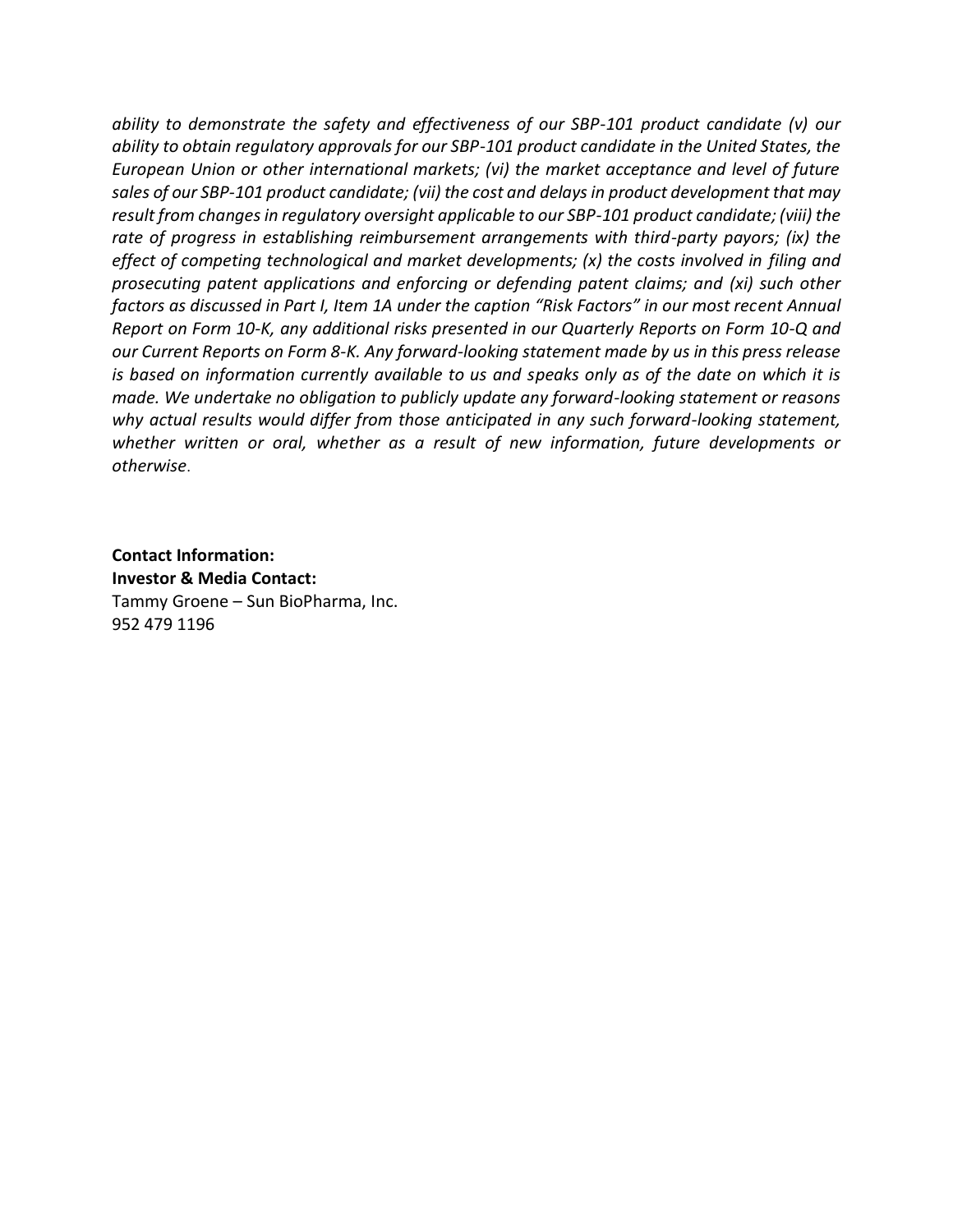*ability to demonstrate the safety and effectiveness of our SBP-101 product candidate (v) our ability to obtain regulatory approvals for our SBP-101 product candidate in the United States, the European Union or other international markets; (vi) the market acceptance and level of future sales of our SBP-101 product candidate; (vii) the cost and delays in product development that may result from changes in regulatory oversight applicable to our SBP-101 product candidate; (viii) the rate of progress in establishing reimbursement arrangements with third-party payors; (ix) the effect of competing technological and market developments; (x) the costs involved in filing and prosecuting patent applications and enforcing or defending patent claims; and (xi) such other factors as discussed in Part I, Item 1A under the caption "Risk Factors" in our most recent Annual Report on Form 10-K, any additional risks presented in our Quarterly Reports on Form 10-Q and our Current Reports on Form 8-K. Any forward-looking statement made by us in this press release is based on information currently available to us and speaks only as of the date on which it is made. We undertake no obligation to publicly update any forward-looking statement or reasons why actual results would differ from those anticipated in any such forward-looking statement, whether written or oral, whether as a result of new information, future developments or otherwise*.

**Contact Information:**
**Investor & Media Contact:**
Tammy Groene – Sun BioPharma, Inc.
952 479 1196